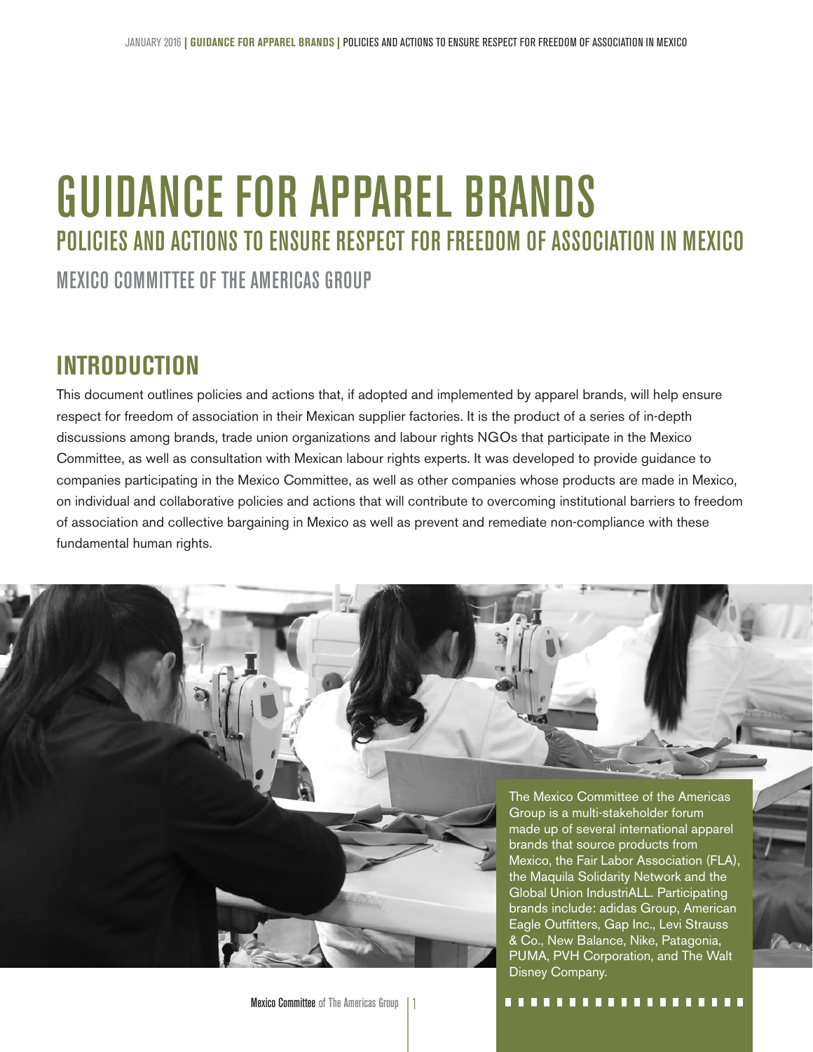# GUIDANCE FOR APPAREL BRANDS

## POLICIES AND ACTIONS TO ENSURE RESPECT FOR FREEDOM OF ASSOCIATION IN MEXICO

### MEXICO COMMITTEE OF THE AMERICAS GROUP

## INTRODUCTION

This document outlines policies and actions that, if adopted and implemented by apparel brands, will help ensure respect for freedom of association in their Mexican supplier factories. It is the product of a series of in-depth discussions among brands, trade union organizations and labour rights NGOs that participate in the Mexico Committee, as well as consultation with Mexican labour rights experts. It was developed to provide guidance to companies participating in the Mexico Committee, as well as other companies whose products are made in Mexico, on individual and collaborative policies and actions that will contribute to overcoming institutional barriers to freedom of association and collective bargaining in Mexico as well as prevent and remediate non-compliance with these fundamental human rights.

The Mexico Committee of the Americas Group is a multi-stakeholder forum made up of several international apparel brands that source products from Mexico, the Fair Labor Association (FLA), the Maquila Solidarity Network and the Global Union IndustriALL. Participating brands include: adidas Group, American Eagle Outfitters, Gap Inc., Levi Strauss & Co., New Balance, Nike, Patagonia, PUMA, PVH Corporation, and The Walt Disney Company.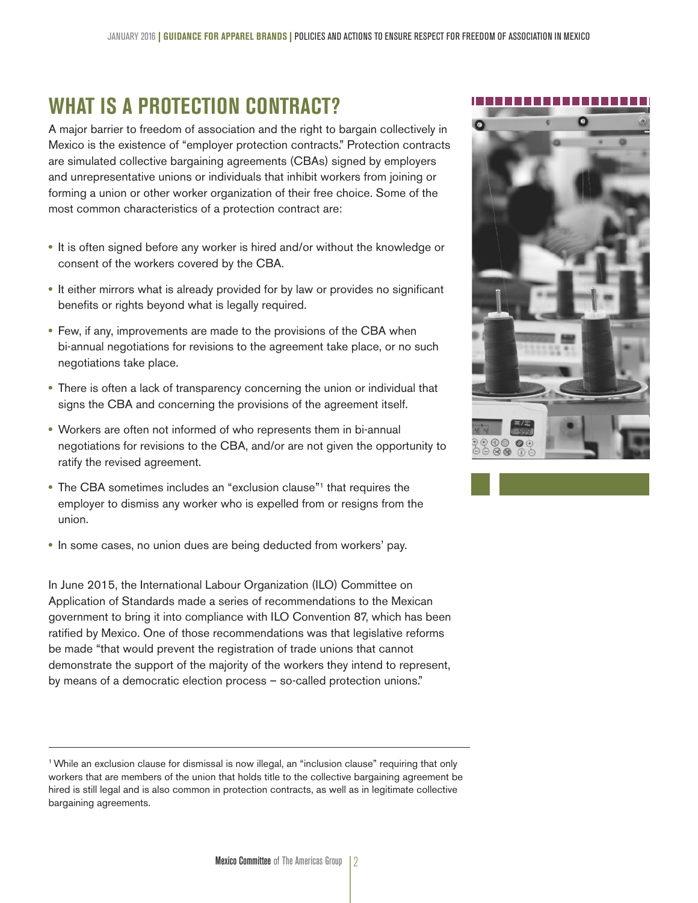# WHAT IS A PROTECTION CONTRACT?

A major barrier to freedom of association and the right to bargain collectively in Mexico is the existence of "employer protection contracts." Protection contracts are simulated collective bargaining agreements (CBAs) signed by employers and unrepresentative unions or individuals that inhibit workers from joining or forming a union or other worker organization of their free choice. Some of the most common characteristics of a protection contract are:

- It is often signed before any worker is hired and/or without the knowledge or consent of the workers covered by the CBA.
- It either mirrors what is already provided for by law or provides no significant benefits or rights beyond what is legally required.
- Few, if any, improvements are made to the provisions of the CBA when bi-annual negotiations for revisions to the agreement take place, or no such negotiations take place.
- There is often a lack of transparency concerning the union or individual that signs the CBA and concerning the provisions of the agreement itself.
- Workers are often not informed of who represents them in bi-annual negotiations for revisions to the CBA, and/or are not given the opportunity to ratify the revised agreement.
- The CBA sometimes includes an "exclusion clause"[1] that requires the employer to dismiss any worker who is expelled from or resigns from the union.
- In some cases, no union dues are being deducted from workers' pay.

In June 2015, the International Labour Organization (ILO) Committee on Application of Standards made a series of recommendations to the Mexican government to bring it into compliance with ILO Convention 87, which has been ratified by Mexico. One of those recommendations was that legislative reforms be made "that would prevent the registration of trade unions that cannot demonstrate the support of the majority of the workers they intend to represent, by means of a democratic election process – so-called protection unions."

---

[1] While an exclusion clause for dismissal is now illegal, an "inclusion clause" requiring that only workers that are members of the union that holds title to the collective bargaining agreement be hired is still legal and is also common in protection contracts, as well as in legitimate collective bargaining agreements.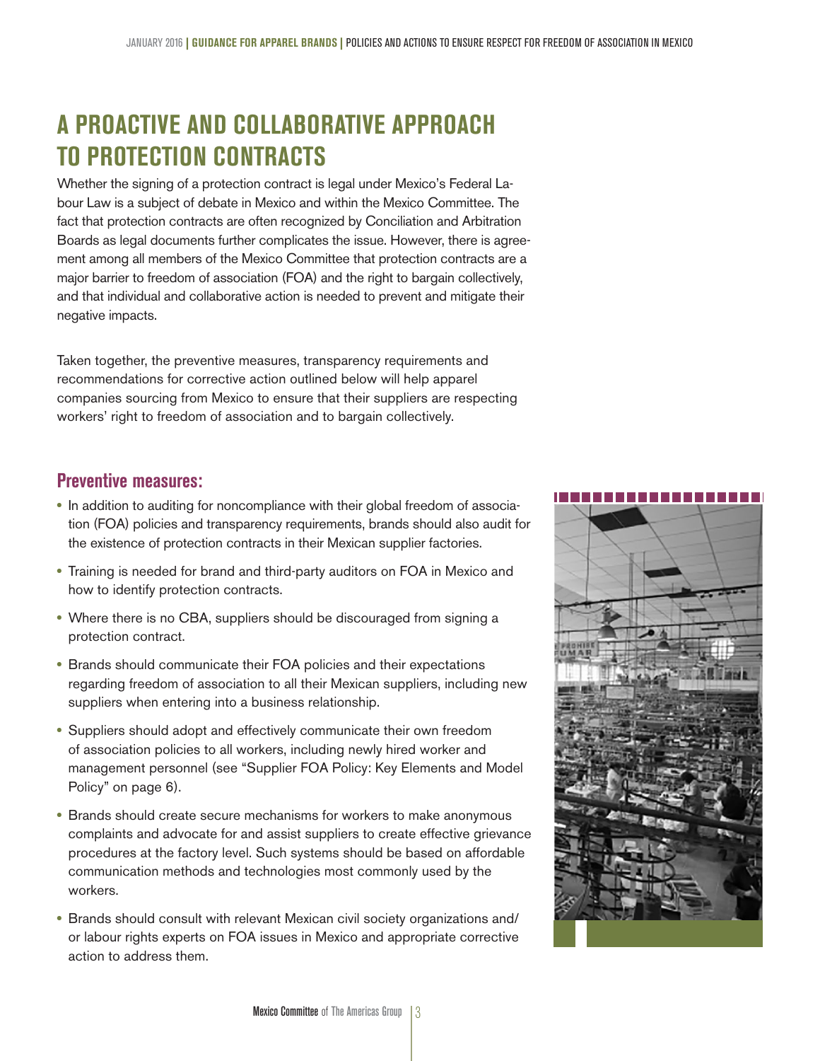# A PROACTIVE AND COLLABORATIVE APPROACH TO PROTECTION CONTRACTS

Whether the signing of a protection contract is legal under Mexico's Federal Labour Law is a subject of debate in Mexico and within the Mexico Committee. The fact that protection contracts are often recognized by Conciliation and Arbitration Boards as legal documents further complicates the issue. However, there is agreement among all members of the Mexico Committee that protection contracts are a major barrier to freedom of association (FOA) and the right to bargain collectively, and that individual and collaborative action is needed to prevent and mitigate their negative impacts.

Taken together, the preventive measures, transparency requirements and recommendations for corrective action outlined below will help apparel companies sourcing from Mexico to ensure that their suppliers are respecting workers' right to freedom of association and to bargain collectively.

## Preventive measures:

- In addition to auditing for noncompliance with their global freedom of association (FOA) policies and transparency requirements, brands should also audit for the existence of protection contracts in their Mexican supplier factories.
- Training is needed for brand and third-party auditors on FOA in Mexico and how to identify protection contracts.
- Where there is no CBA, suppliers should be discouraged from signing a protection contract.
- Brands should communicate their FOA policies and their expectations regarding freedom of association to all their Mexican suppliers, including new suppliers when entering into a business relationship.
- Suppliers should adopt and effectively communicate their own freedom of association policies to all workers, including newly hired worker and management personnel (see "Supplier FOA Policy: Key Elements and Model Policy" on page 6).
- Brands should create secure mechanisms for workers to make anonymous complaints and advocate for and assist suppliers to create effective grievance procedures at the factory level. Such systems should be based on affordable communication methods and technologies most commonly used by the workers.
- Brands should consult with relevant Mexican civil society organizations and/or labour rights experts on FOA issues in Mexico and appropriate corrective action to address them.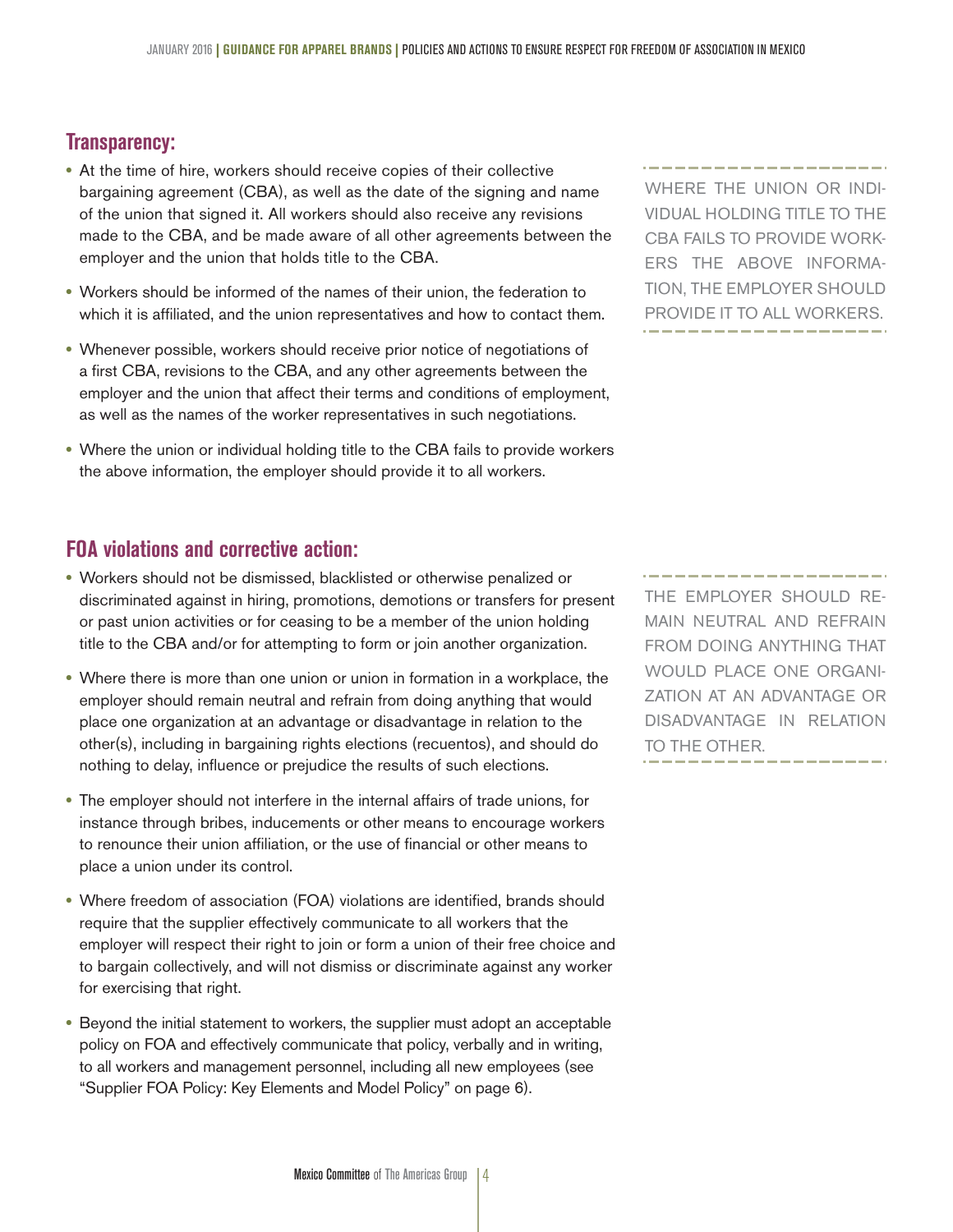## Transparency:

- At the time of hire, workers should receive copies of their collective bargaining agreement (CBA), as well as the date of the signing and name of the union that signed it. All workers should also receive any revisions made to the CBA, and be made aware of all other agreements between the employer and the union that holds title to the CBA.
- Workers should be informed of the names of their union, the federation to which it is affiliated, and the union representatives and how to contact them.
- Whenever possible, workers should receive prior notice of negotiations of a first CBA, revisions to the CBA, and any other agreements between the employer and the union that affect their terms and conditions of employment, as well as the names of the worker representatives in such negotiations.
- Where the union or individual holding title to the CBA fails to provide workers the above information, the employer should provide it to all workers.

WHERE THE UNION OR INDIVIDUAL HOLDING TITLE TO THE CBA FAILS TO PROVIDE WORKERS THE ABOVE INFORMATION, THE EMPLOYER SHOULD PROVIDE IT TO ALL WORKERS.

## FOA violations and corrective action:

- Workers should not be dismissed, blacklisted or otherwise penalized or discriminated against in hiring, promotions, demotions or transfers for present or past union activities or for ceasing to be a member of the union holding title to the CBA and/or for attempting to form or join another organization.
- Where there is more than one union or union in formation in a workplace, the employer should remain neutral and refrain from doing anything that would place one organization at an advantage or disadvantage in relation to the other(s), including in bargaining rights elections (recuentos), and should do nothing to delay, influence or prejudice the results of such elections.
- The employer should not interfere in the internal affairs of trade unions, for instance through bribes, inducements or other means to encourage workers to renounce their union affiliation, or the use of financial or other means to place a union under its control.
- Where freedom of association (FOA) violations are identified, brands should require that the supplier effectively communicate to all workers that the employer will respect their right to join or form a union of their free choice and to bargain collectively, and will not dismiss or discriminate against any worker for exercising that right.
- Beyond the initial statement to workers, the supplier must adopt an acceptable policy on FOA and effectively communicate that policy, verbally and in writing, to all workers and management personnel, including all new employees (see "Supplier FOA Policy: Key Elements and Model Policy" on page 6).

THE EMPLOYER SHOULD REMAIN NEUTRAL AND REFRAIN FROM DOING ANYTHING THAT WOULD PLACE ONE ORGANIZATION AT AN ADVANTAGE OR DISADVANTAGE IN RELATION TO THE OTHER.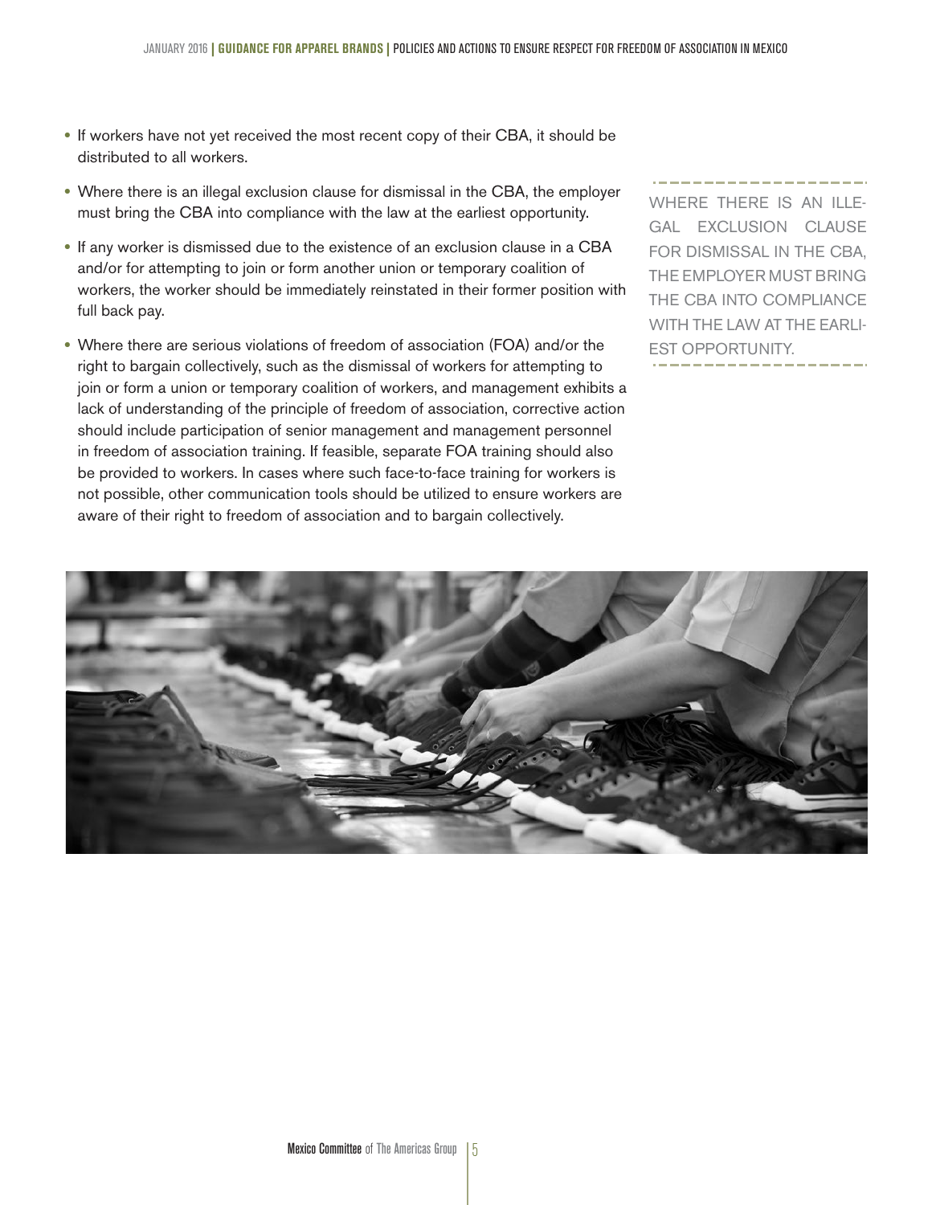- If workers have not yet received the most recent copy of their CBA, it should be distributed to all workers.
- Where there is an illegal exclusion clause for dismissal in the CBA, the employer must bring the CBA into compliance with the law at the earliest opportunity.
- If any worker is dismissed due to the existence of an exclusion clause in a CBA and/or for attempting to join or form another union or temporary coalition of workers, the worker should be immediately reinstated in their former position with full back pay.
- Where there are serious violations of freedom of association (FOA) and/or the right to bargain collectively, such as the dismissal of workers for attempting to join or form a union or temporary coalition of workers, and management exhibits a lack of understanding of the principle of freedom of association, corrective action should include participation of senior management and management personnel in freedom of association training. If feasible, separate FOA training should also be provided to workers. In cases where such face-to-face training for workers is not possible, other communication tools should be utilized to ensure workers are aware of their right to freedom of association and to bargain collectively.

WHERE THERE IS AN ILLEGAL EXCLUSION CLAUSE FOR DISMISSAL IN THE CBA, THE EMPLOYER MUST BRING THE CBA INTO COMPLIANCE WITH THE LAW AT THE EARLIEST OPPORTUNITY.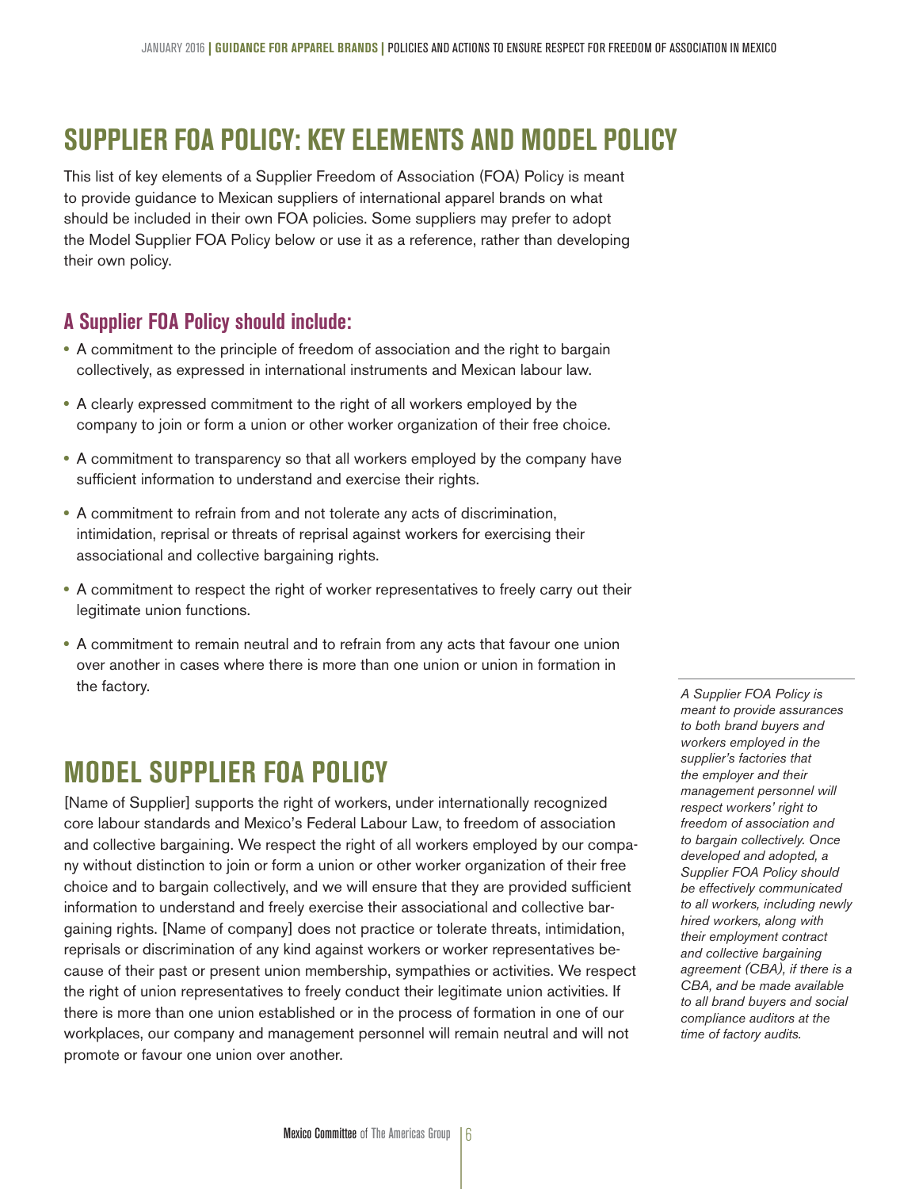## SUPPLIER FOA POLICY: KEY ELEMENTS AND MODEL POLICY

This list of key elements of a Supplier Freedom of Association (FOA) Policy is meant to provide guidance to Mexican suppliers of international apparel brands on what should be included in their own FOA policies. Some suppliers may prefer to adopt the Model Supplier FOA Policy below or use it as a reference, rather than developing their own policy.

### A Supplier FOA Policy should include:

- A commitment to the principle of freedom of association and the right to bargain collectively, as expressed in international instruments and Mexican labour law.
- A clearly expressed commitment to the right of all workers employed by the company to join or form a union or other worker organization of their free choice.
- A commitment to transparency so that all workers employed by the company have sufficient information to understand and exercise their rights.
- A commitment to refrain from and not tolerate any acts of discrimination, intimidation, reprisal or threats of reprisal against workers for exercising their associational and collective bargaining rights.
- A commitment to respect the right of worker representatives to freely carry out their legitimate union functions.
- A commitment to remain neutral and to refrain from any acts that favour one union over another in cases where there is more than one union or union in formation in the factory.

## MODEL SUPPLIER FOA POLICY

[Name of Supplier] supports the right of workers, under internationally recognized core labour standards and Mexico's Federal Labour Law, to freedom of association and collective bargaining. We respect the right of all workers employed by our company without distinction to join or form a union or other worker organization of their free choice and to bargain collectively, and we will ensure that they are provided sufficient information to understand and freely exercise their associational and collective bargaining rights. [Name of company] does not practice or tolerate threats, intimidation, reprisals or discrimination of any kind against workers or worker representatives because of their past or present union membership, sympathies or activities. We respect the right of union representatives to freely conduct their legitimate union activities. If there is more than one union established or in the process of formation in one of our workplaces, our company and management personnel will remain neutral and will not promote or favour one union over another.

*A Supplier FOA Policy is meant to provide assurances to both brand buyers and workers employed in the supplier's factories that the employer and their management personnel will respect workers' right to freedom of association and to bargain collectively. Once developed and adopted, a Supplier FOA Policy should be effectively communicated to all workers, including newly hired workers, along with their employment contract and collective bargaining agreement (CBA), if there is a CBA, and be made available to all brand buyers and social compliance auditors at the time of factory audits.*